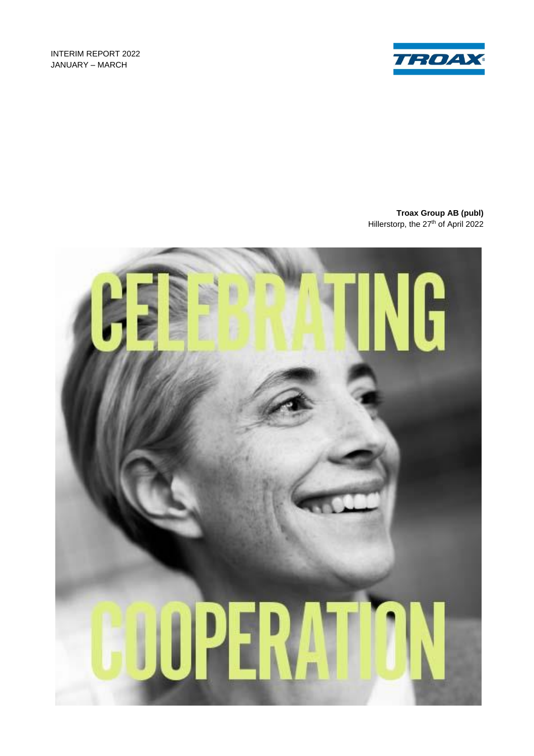INTERIM REPORT 2022
JANUARY – MARCH

**Troax Group AB (publ)**
Hillerstorp, the 27th of April 2022

CELEBRATING

COOPERATION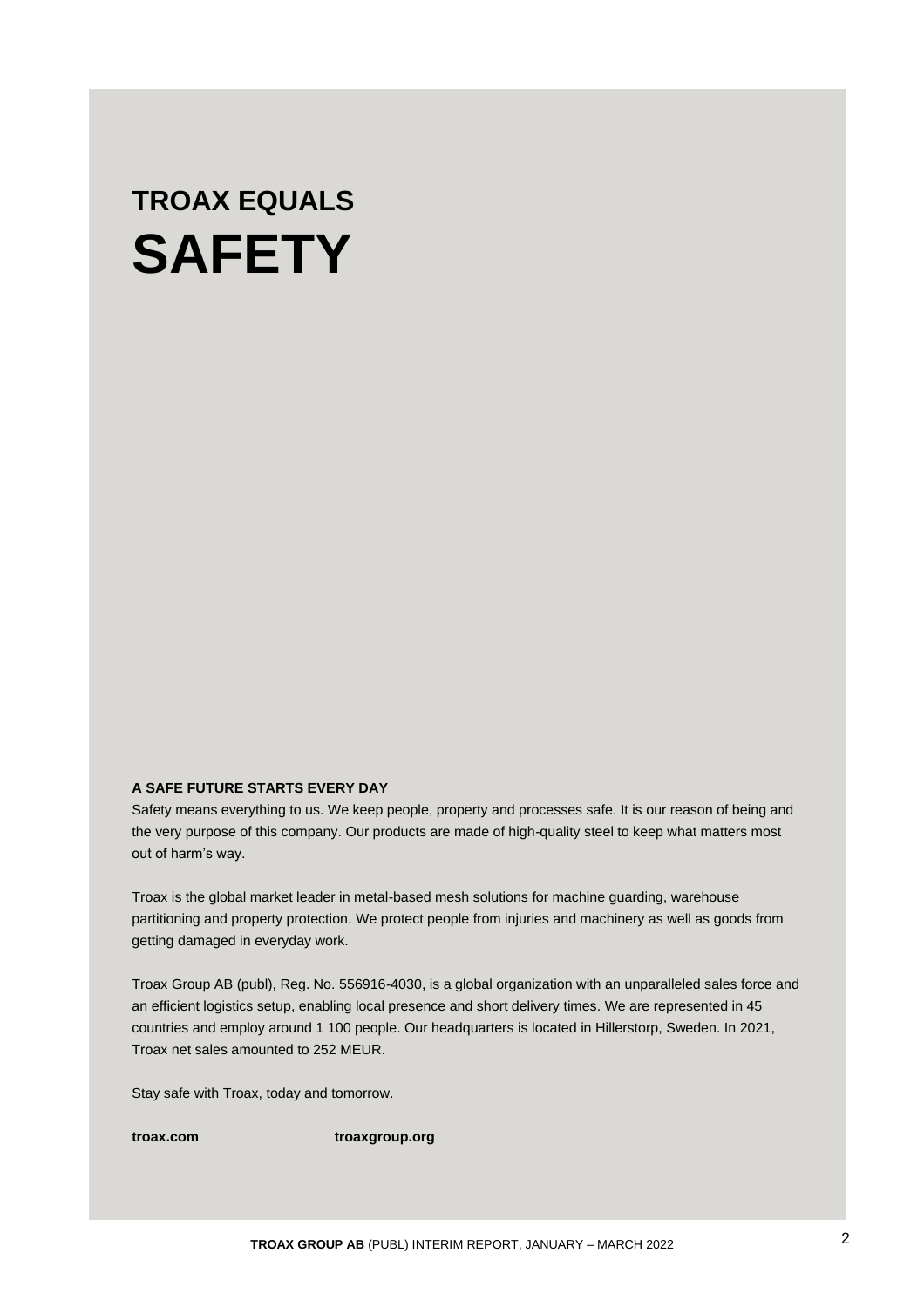# TROAX EQUALS SAFETY

**A SAFE FUTURE STARTS EVERY DAY**

Safety means everything to us. We keep people, property and processes safe. It is our reason of being and the very purpose of this company. Our products are made of high-quality steel to keep what matters most out of harm's way.

Troax is the global market leader in metal-based mesh solutions for machine guarding, warehouse partitioning and property protection. We protect people from injuries and machinery as well as goods from getting damaged in everyday work.

Troax Group AB (publ), Reg. No. 556916-4030, is a global organization with an unparalleled sales force and an efficient logistics setup, enabling local presence and short delivery times. We are represented in 45 countries and employ around 1 100 people. Our headquarters is located in Hillerstorp, Sweden. In 2021, Troax net sales amounted to 252 MEUR.

Stay safe with Troax, today and tomorrow.

**troax.com** **troaxgroup.org**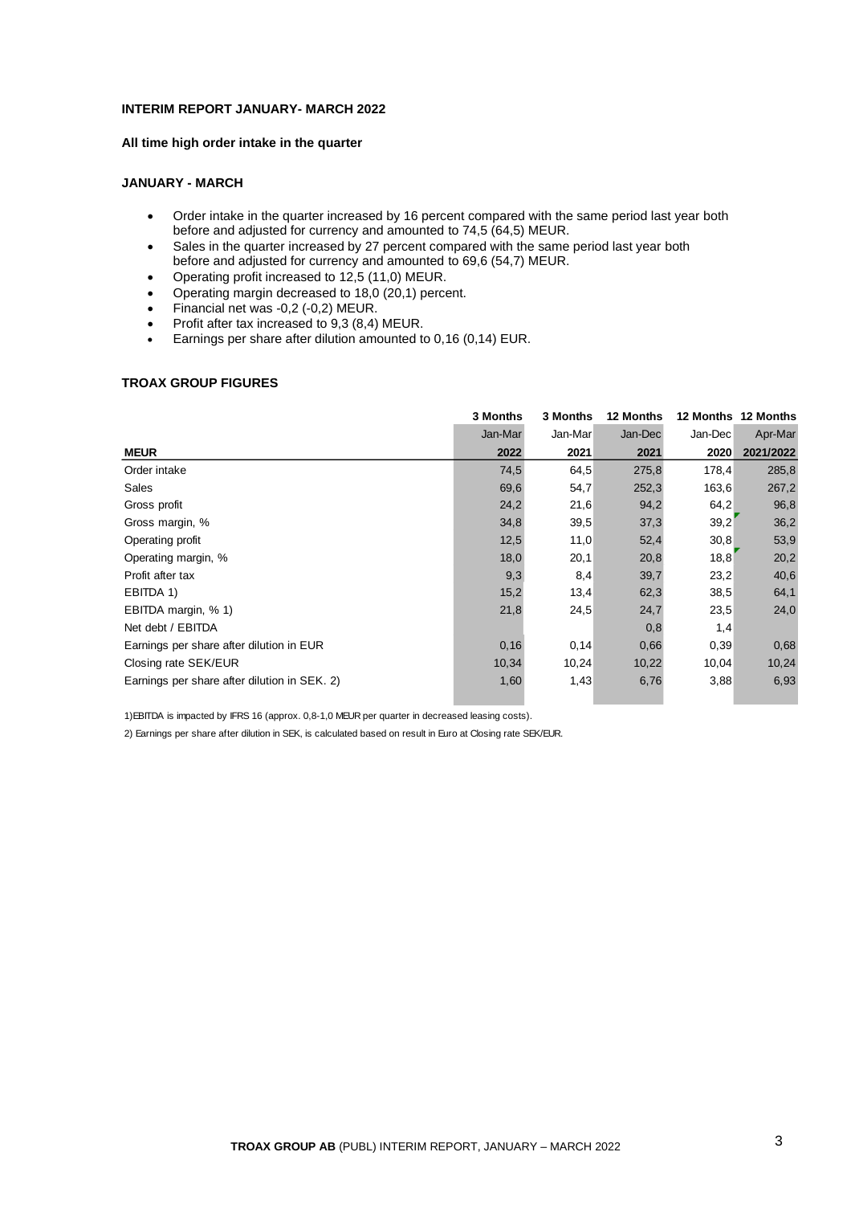## INTERIM REPORT JANUARY- MARCH 2022

**All time high order intake in the quarter**

### JANUARY - MARCH

- Order intake in the quarter increased by 16 percent compared with the same period last year both before and adjusted for currency and amounted to 74,5 (64,5) MEUR.
- Sales in the quarter increased by 27 percent compared with the same period last year both before and adjusted for currency and amounted to 69,6 (54,7) MEUR.
- Operating profit increased to 12,5 (11,0) MEUR.
- Operating margin decreased to 18,0 (20,1) percent.
- Financial net was -0,2 (-0,2) MEUR.
- Profit after tax increased to 9,3 (8,4) MEUR.
- Earnings per share after dilution amounted to 0,16 (0,14) EUR.

### TROAX GROUP FIGURES

| | 3 Months | 3 Months | 12 Months | 12 Months | 12 Months |
|---|---|---|---|---|---|
| | Jan-Mar | Jan-Mar | Jan-Dec | Jan-Dec | Apr-Mar |
| **MEUR** | **2022** | **2021** | **2021** | **2020** | **2021/2022** |
| Order intake | 74,5 | 64,5 | 275,8 | 178,4 | 285,8 |
| Sales | 69,6 | 54,7 | 252,3 | 163,6 | 267,2 |
| Gross profit | 24,2 | 21,6 | 94,2 | 64,2 | 96,8 |
| Gross margin, % | 34,8 | 39,5 | 37,3 | 39,2 | 36,2 |
| Operating profit | 12,5 | 11,0 | 52,4 | 30,8 | 53,9 |
| Operating margin, % | 18,0 | 20,1 | 20,8 | 18,8 | 20,2 |
| Profit after tax | 9,3 | 8,4 | 39,7 | 23,2 | 40,6 |
| EBITDA 1) | 15,2 | 13,4 | 62,3 | 38,5 | 64,1 |
| EBITDA margin, % 1) | 21,8 | 24,5 | 24,7 | 23,5 | 24,0 |
| Net debt / EBITDA | | | 0,8 | 1,4 | |
| Earnings per share after dilution in EUR | 0,16 | 0,14 | 0,66 | 0,39 | 0,68 |
| Closing rate SEK/EUR | 10,34 | 10,24 | 10,22 | 10,04 | 10,24 |
| Earnings per share after dilution in SEK. 2) | 1,60 | 1,43 | 6,76 | 3,88 | 6,93 |

1)EBITDA is impacted by IFRS 16 (approx. 0,8-1,0 MEUR per quarter in decreased leasing costs).

2) Earnings per share after dilution in SEK, is calculated based on result in Euro at Closing rate SEK/EUR.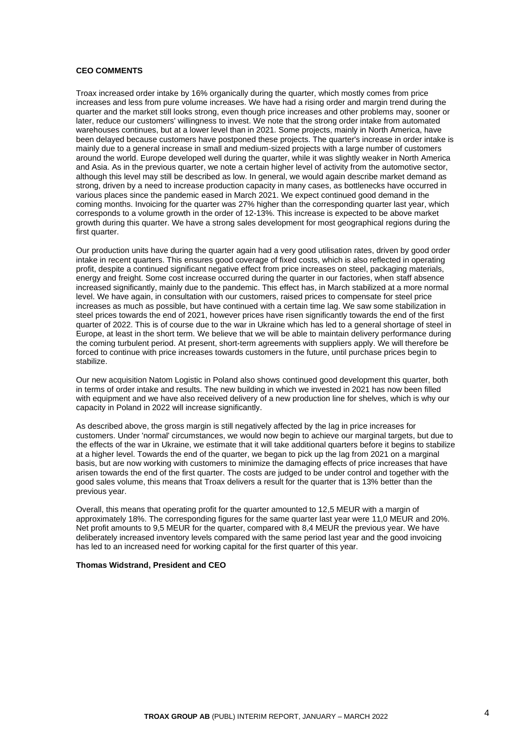**CEO COMMENTS**

Troax increased order intake by 16% organically during the quarter, which mostly comes from price increases and less from pure volume increases. We have had a rising order and margin trend during the quarter and the market still looks strong, even though price increases and other problems may, sooner or later, reduce our customers' willingness to invest. We note that the strong order intake from automated warehouses continues, but at a lower level than in 2021. Some projects, mainly in North America, have been delayed because customers have postponed these projects. The quarter's increase in order intake is mainly due to a general increase in small and medium-sized projects with a large number of customers around the world. Europe developed well during the quarter, while it was slightly weaker in North America and Asia. As in the previous quarter, we note a certain higher level of activity from the automotive sector, although this level may still be described as low. In general, we would again describe market demand as strong, driven by a need to increase production capacity in many cases, as bottlenecks have occurred in various places since the pandemic eased in March 2021. We expect continued good demand in the coming months. Invoicing for the quarter was 27% higher than the corresponding quarter last year, which corresponds to a volume growth in the order of 12-13%. This increase is expected to be above market growth during this quarter. We have a strong sales development for most geographical regions during the first quarter.

Our production units have during the quarter again had a very good utilisation rates, driven by good order intake in recent quarters. This ensures good coverage of fixed costs, which is also reflected in operating profit, despite a continued significant negative effect from price increases on steel, packaging materials, energy and freight. Some cost increase occurred during the quarter in our factories, when staff absence increased significantly, mainly due to the pandemic. This effect has, in March stabilized at a more normal level. We have again, in consultation with our customers, raised prices to compensate for steel price increases as much as possible, but have continued with a certain time lag. We saw some stabilization in steel prices towards the end of 2021, however prices have risen significantly towards the end of the first quarter of 2022. This is of course due to the war in Ukraine which has led to a general shortage of steel in Europe, at least in the short term. We believe that we will be able to maintain delivery performance during the coming turbulent period. At present, short-term agreements with suppliers apply. We will therefore be forced to continue with price increases towards customers in the future, until purchase prices begin to stabilize.

Our new acquisition Natom Logistic in Poland also shows continued good development this quarter, both in terms of order intake and results. The new building in which we invested in 2021 has now been filled with equipment and we have also received delivery of a new production line for shelves, which is why our capacity in Poland in 2022 will increase significantly.

As described above, the gross margin is still negatively affected by the lag in price increases for customers. Under 'normal' circumstances, we would now begin to achieve our marginal targets, but due to the effects of the war in Ukraine, we estimate that it will take additional quarters before it begins to stabilize at a higher level. Towards the end of the quarter, we began to pick up the lag from 2021 on a marginal basis, but are now working with customers to minimize the damaging effects of price increases that have arisen towards the end of the first quarter. The costs are judged to be under control and together with the good sales volume, this means that Troax delivers a result for the quarter that is 13% better than the previous year.

Overall, this means that operating profit for the quarter amounted to 12,5 MEUR with a margin of approximately 18%. The corresponding figures for the same quarter last year were 11,0 MEUR and 20%. Net profit amounts to 9,5 MEUR for the quarter, compared with 8,4 MEUR the previous year. We have deliberately increased inventory levels compared with the same period last year and the good invoicing has led to an increased need for working capital for the first quarter of this year.

**Thomas Widstrand, President and CEO**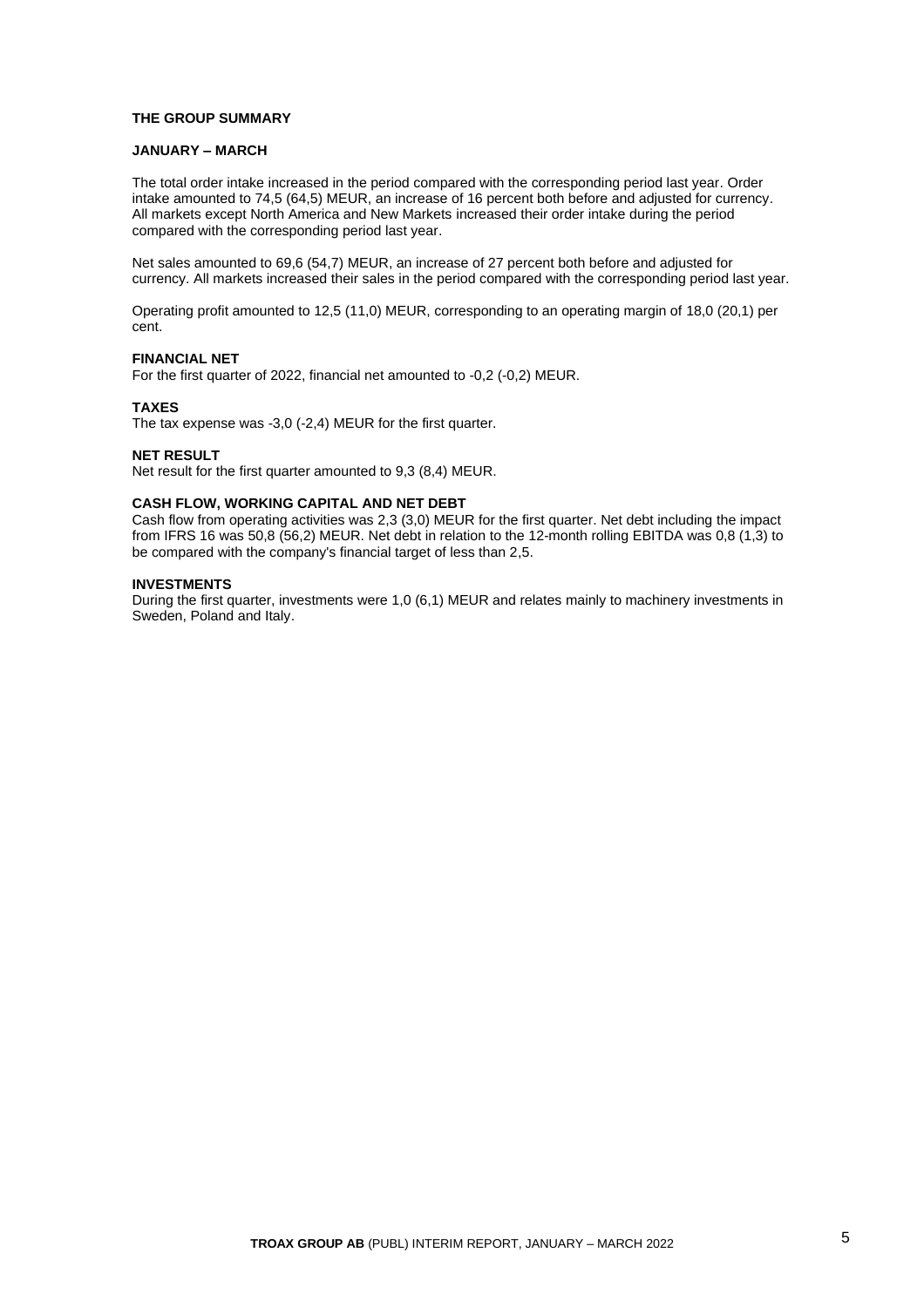## THE GROUP SUMMARY

### JANUARY – MARCH

The total order intake increased in the period compared with the corresponding period last year. Order intake amounted to 74,5 (64,5) MEUR, an increase of 16 percent both before and adjusted for currency. All markets except North America and New Markets increased their order intake during the period compared with the corresponding period last year.

Net sales amounted to 69,6 (54,7) MEUR, an increase of 27 percent both before and adjusted for currency. All markets increased their sales in the period compared with the corresponding period last year.

Operating profit amounted to 12,5 (11,0) MEUR, corresponding to an operating margin of 18,0 (20,1) per cent.

### FINANCIAL NET

For the first quarter of 2022, financial net amounted to -0,2 (-0,2) MEUR.

### TAXES

The tax expense was -3,0 (-2,4) MEUR for the first quarter.

### NET RESULT

Net result for the first quarter amounted to 9,3 (8,4) MEUR.

### CASH FLOW, WORKING CAPITAL AND NET DEBT

Cash flow from operating activities was 2,3 (3,0) MEUR for the first quarter. Net debt including the impact from IFRS 16 was 50,8 (56,2) MEUR. Net debt in relation to the 12-month rolling EBITDA was 0,8 (1,3) to be compared with the company's financial target of less than 2,5.

### INVESTMENTS

During the first quarter, investments were 1,0 (6,1) MEUR and relates mainly to machinery investments in Sweden, Poland and Italy.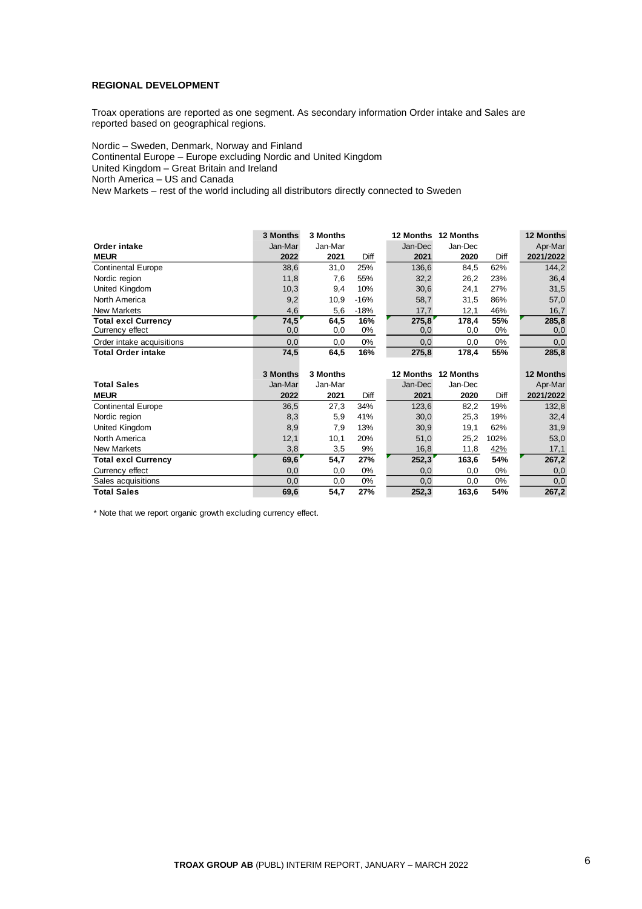**REGIONAL DEVELOPMENT**

Troax operations are reported as one segment. As secondary information Order intake and Sales are reported based on geographical regions.

Nordic – Sweden, Denmark, Norway and Finland
Continental Europe – Europe excluding Nordic and United Kingdom
United Kingdom – Great Britain and Ireland
North America – US and Canada
New Markets – rest of the world including all distributors directly connected to Sweden

| | 3 Months | 3 Months | | 12 Months | 12 Months | | 12 Months |
|---|---|---|---|---|---|---|---|
| **Order intake** | Jan-Mar | Jan-Mar | | Jan-Dec | Jan-Dec | | Apr-Mar |
| **MEUR** | **2022** | **2021** | Diff | **2021** | **2020** | Diff | **2021/2022** |
| Continental Europe | 38,6 | 31,0 | 25% | 136,6 | 84,5 | 62% | 144,2 |
| Nordic region | 11,8 | 7,6 | 55% | 32,2 | 26,2 | 23% | 36,4 |
| United Kingdom | 10,3 | 9,4 | 10% | 30,6 | 24,1 | 27% | 31,5 |
| North America | 9,2 | 10,9 | -16% | 58,7 | 31,5 | 86% | 57,0 |
| New Markets | 4,6 | 5,6 | -18% | 17,7 | 12,1 | 46% | 16,7 |
| **Total excl Currency** | **74,5** | **64,5** | **16%** | **275,8** | **178,4** | **55%** | **285,8** |
| Currency effect | 0,0 | 0,0 | 0% | 0,0 | 0,0 | 0% | 0,0 |
| Order intake acquisitions | 0,0 | 0,0 | 0% | 0,0 | 0,0 | 0% | 0,0 |
| **Total Order intake** | **74,5** | **64,5** | **16%** | **275,8** | **178,4** | **55%** | **285,8** |

| | 3 Months | 3 Months | | 12 Months | 12 Months | | 12 Months |
|---|---|---|---|---|---|---|---|
| **Total Sales** | Jan-Mar | Jan-Mar | | Jan-Dec | Jan-Dec | | Apr-Mar |
| **MEUR** | **2022** | **2021** | Diff | **2021** | **2020** | Diff | **2021/2022** |
| Continental Europe | 36,5 | 27,3 | 34% | 123,6 | 82,2 | 19% | 132,8 |
| Nordic region | 8,3 | 5,9 | 41% | 30,0 | 25,3 | 19% | 32,4 |
| United Kingdom | 8,9 | 7,9 | 13% | 30,9 | 19,1 | 62% | 31,9 |
| North America | 12,1 | 10,1 | 20% | 51,0 | 25,2 | 102% | 53,0 |
| New Markets | 3,8 | 3,5 | 9% | 16,8 | 11,8 | 42% | 17,1 |
| **Total excl Currency** | **69,6** | **54,7** | **27%** | **252,3** | **163,6** | **54%** | **267,2** |
| Currency effect | 0,0 | 0,0 | 0% | 0,0 | 0,0 | 0% | 0,0 |
| Sales acquisitions | 0,0 | 0,0 | 0% | 0,0 | 0,0 | 0% | 0,0 |
| **Total Sales** | **69,6** | **54,7** | **27%** | **252,3** | **163,6** | **54%** | **267,2** |

* Note that we report organic growth excluding currency effect.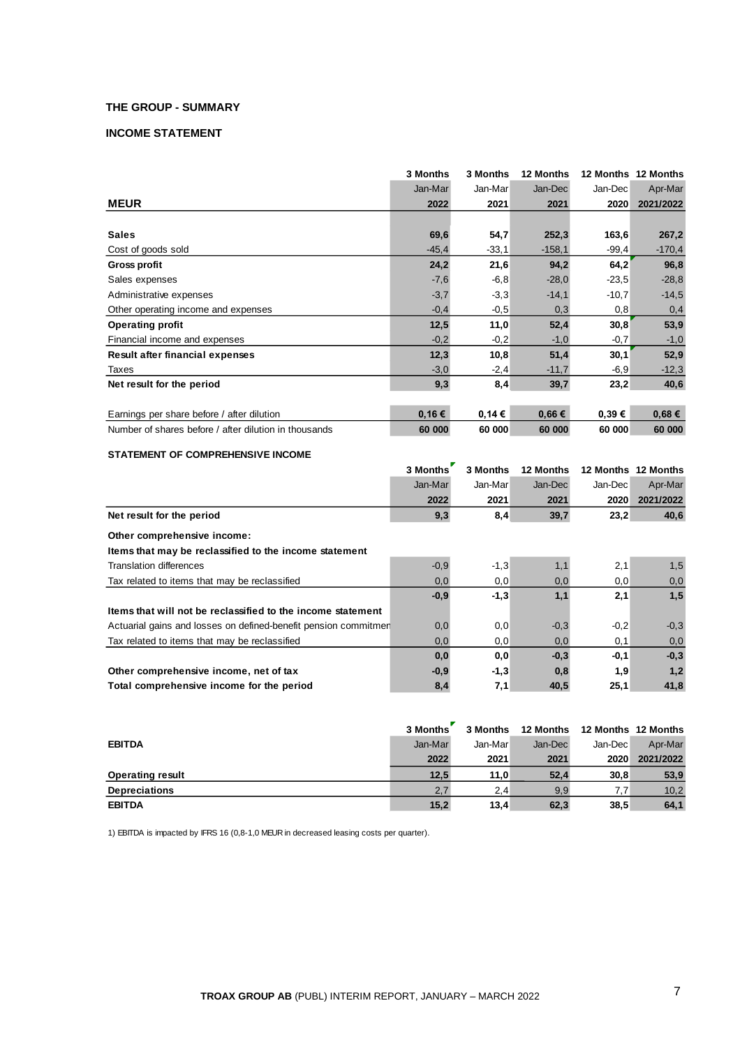## THE GROUP - SUMMARY

### INCOME STATEMENT

| MEUR | 3 Months Jan-Mar 2022 | 3 Months Jan-Mar 2021 | 12 Months Jan-Dec 2021 | 12 Months Jan-Dec 2020 | 12 Months Apr-Mar 2021/2022 |
|---|---|---|---|---|---|
| **Sales** | **69,6** | **54,7** | **252,3** | **163,6** | **267,2** |
| Cost of goods sold | -45,4 | -33,1 | -158,1 | -99,4 | -170,4 |
| **Gross profit** | **24,2** | **21,6** | **94,2** | **64,2** | **96,8** |
| Sales expenses | -7,6 | -6,8 | -28,0 | -23,5 | -28,8 |
| Administrative expenses | -3,7 | -3,3 | -14,1 | -10,7 | -14,5 |
| Other operating income and expenses | -0,4 | -0,5 | 0,3 | 0,8 | 0,4 |
| **Operating profit** | **12,5** | **11,0** | **52,4** | **30,8** | **53,9** |
| Financial income and expenses | -0,2 | -0,2 | -1,0 | -0,7 | -1,0 |
| **Result after financial expenses** | **12,3** | **10,8** | **51,4** | **30,1** | **52,9** |
| Taxes | -3,0 | -2,4 | -11,7 | -6,9 | -12,3 |
| **Net result for the period** | **9,3** | **8,4** | **39,7** | **23,2** | **40,6** |
| Earnings per share before / after dilution | **0,16 €** | **0,14 €** | **0,66 €** | **0,39 €** | **0,68 €** |
| Number of shares before / after dilution in thousands | **60 000** | **60 000** | **60 000** | **60 000** | **60 000** |

### STATEMENT OF COMPREHENSIVE INCOME

| | 3 Months Jan-Mar 2022 | 3 Months Jan-Mar 2021 | 12 Months Jan-Dec 2021 | 12 Months Jan-Dec 2020 | 12 Months Apr-Mar 2021/2022 |
|---|---|---|---|---|---|
| **Net result for the period** | **9,3** | **8,4** | **39,7** | **23,2** | **40,6** |
| **Other comprehensive income:** | | | | | |
| **Items that may be reclassified to the income statement** | | | | | |
| Translation differences | -0,9 | -1,3 | 1,1 | 2,1 | 1,5 |
| Tax related to items that may be reclassified | 0,0 | 0,0 | 0,0 | 0,0 | 0,0 |
| | **-0,9** | **-1,3** | **1,1** | **2,1** | **1,5** |
| **Items that will not be reclassified to the income statement** | | | | | |
| Actuarial gains and losses on defined-benefit pension commitmen | 0,0 | 0,0 | -0,3 | -0,2 | -0,3 |
| Tax related to items that may be reclassified | 0,0 | 0,0 | 0,0 | 0,1 | 0,0 |
| | **0,0** | **0,0** | **-0,3** | **-0,1** | **-0,3** |
| **Other comprehensive income, net of tax** | **-0,9** | **-1,3** | **0,8** | **1,9** | **1,2** |
| **Total comprehensive income for the period** | **8,4** | **7,1** | **40,5** | **25,1** | **41,8** |

| **EBITDA** | 3 Months Jan-Mar 2022 | 3 Months Jan-Mar 2021 | 12 Months Jan-Dec 2021 | 12 Months Jan-Dec 2020 | 12 Months Apr-Mar 2021/2022 |
|---|---|---|---|---|---|
| **Operating result** | **12,5** | **11,0** | **52,4** | **30,8** | **53,9** |
| **Depreciations** | 2,7 | 2,4 | 9,9 | 7,7 | 10,2 |
| **EBITDA** | **15,2** | **13,4** | **62,3** | **38,5** | **64,1** |

1) EBITDA is impacted by IFRS 16 (0,8-1,0 MEUR in decreased leasing costs per quarter).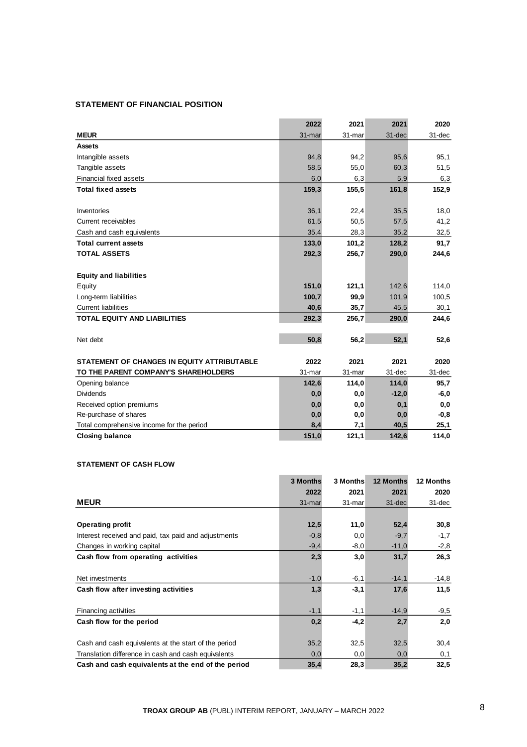## STATEMENT OF FINANCIAL POSITION

| MEUR | 2022<br>31-mar | 2021<br>31-mar | 2021<br>31-dec | 2020<br>31-dec |
|---|---|---|---|---|
| **Assets** | | | | |
| Intangible assets | 94,8 | 94,2 | 95,6 | 95,1 |
| Tangible assets | 58,5 | 55,0 | 60,3 | 51,5 |
| Financial fixed assets | 6,0 | 6,3 | 5,9 | 6,3 |
| **Total fixed assets** | **159,3** | **155,5** | **161,8** | **152,9** |
| | | | | |
| Inventories | 36,1 | 22,4 | 35,5 | 18,0 |
| Current receivables | 61,5 | 50,5 | 57,5 | 41,2 |
| Cash and cash equivalents | 35,4 | 28,3 | 35,2 | 32,5 |
| **Total current assets** | **133,0** | **101,2** | **128,2** | **91,7** |
| **TOTAL ASSETS** | **292,3** | **256,7** | **290,0** | **244,6** |
| | | | | |
| **Equity and liabilities** | | | | |
| Equity | **151,0** | **121,1** | 142,6 | 114,0 |
| Long-term liabilities | **100,7** | **99,9** | 101,9 | 100,5 |
| Current liabilities | **40,6** | **35,7** | 45,5 | 30,1 |
| **TOTAL EQUITY AND LIABILITIES** | **292,3** | **256,7** | **290,0** | **244,6** |
| | | | | |
| Net debt | **50,8** | **56,2** | **52,1** | **52,6** |

| STATEMENT OF CHANGES IN EQUITY ATTRIBUTABLE TO THE PARENT COMPANY'S SHAREHOLDERS | 2022<br>31-mar | 2021<br>31-mar | 2021<br>31-dec | 2020<br>31-dec |
|---|---|---|---|---|
| Opening balance | **142,6** | **114,0** | **114,0** | **95,7** |
| Dividends | **0,0** | **0,0** | **-12,0** | **-6,0** |
| Received option premiums | **0,0** | **0,0** | **0,1** | **0,0** |
| Re-purchase of shares | **0,0** | **0,0** | **0,0** | **-0,8** |
| Total comprehensive income for the period | **8,4** | **7,1** | **40,5** | **25,1** |
| **Closing balance** | **151,0** | **121,1** | **142,6** | **114,0** |

## STATEMENT OF CASH FLOW

| MEUR | 3 Months<br>2022<br>31-mar | 3 Months<br>2021<br>31-mar | 12 Months<br>2021<br>31-dec | 12 Months<br>2020<br>31-dec |
|---|---|---|---|---|
| | | | | |
| **Operating profit** | **12,5** | **11,0** | **52,4** | **30,8** |
| Interest received and paid, tax paid and adjustments | -0,8 | 0,0 | -9,7 | -1,7 |
| Changes in working capital | -9,4 | -8,0 | -11,0 | -2,8 |
| **Cash flow from operating activities** | **2,3** | **3,0** | **31,7** | **26,3** |
| | | | | |
| Net investments | -1,0 | -6,1 | -14,1 | -14,8 |
| **Cash flow after investing activities** | **1,3** | **-3,1** | **17,6** | **11,5** |
| | | | | |
| Financing activities | -1,1 | -1,1 | -14,9 | -9,5 |
| **Cash flow for the period** | **0,2** | **-4,2** | **2,7** | **2,0** |
| | | | | |
| Cash and cash equivalents at the start of the period | 35,2 | 32,5 | 32,5 | 30,4 |
| Translation difference in cash and cash equivalents | 0,0 | 0,0 | 0,0 | 0,1 |
| **Cash and cash equivalents at the end of the period** | **35,4** | **28,3** | **35,2** | **32,5** |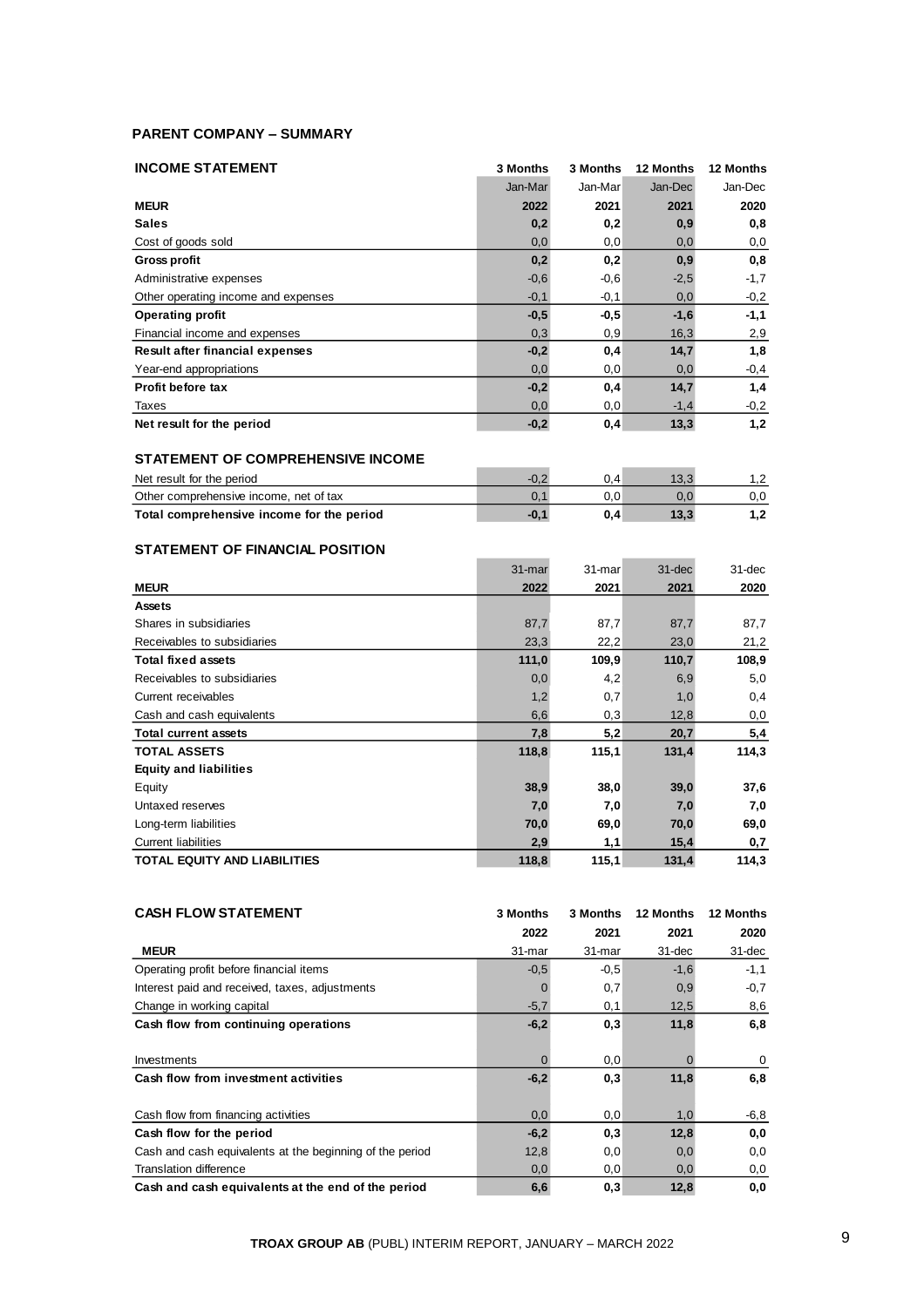## PARENT COMPANY – SUMMARY

| INCOME STATEMENT | 3 Months | 3 Months | 12 Months | 12 Months |
|---|---|---|---|---|
| | Jan-Mar | Jan-Mar | Jan-Dec | Jan-Dec |
| **MEUR** | **2022** | **2021** | **2021** | **2020** |
| **Sales** | **0,2** | **0,2** | **0,9** | **0,8** |
| Cost of goods sold | 0,0 | 0,0 | 0,0 | 0,0 |
| **Gross profit** | **0,2** | **0,2** | **0,9** | **0,8** |
| Administrative expenses | -0,6 | -0,6 | -2,5 | -1,7 |
| Other operating income and expenses | -0,1 | -0,1 | 0,0 | -0,2 |
| **Operating profit** | **-0,5** | **-0,5** | **-1,6** | **-1,1** |
| Financial income and expenses | 0,3 | 0,9 | 16,3 | 2,9 |
| **Result after financial expenses** | **-0,2** | **0,4** | **14,7** | **1,8** |
| Year-end appropriations | 0,0 | 0,0 | 0,0 | -0,4 |
| **Profit before tax** | **-0,2** | **0,4** | **14,7** | **1,4** |
| Taxes | 0,0 | 0,0 | -1,4 | -0,2 |
| **Net result for the period** | **-0,2** | **0,4** | **13,3** | **1,2** |

### STATEMENT OF COMPREHENSIVE INCOME

| | | | | |
|---|---|---|---|---|
| Net result for the period | -0,2 | 0,4 | 13,3 | 1,2 |
| Other comprehensive income, net of tax | 0,1 | 0,0 | 0,0 | 0,0 |
| **Total comprehensive income for the period** | **-0,1** | **0,4** | **13,3** | **1,2** |

### STATEMENT OF FINANCIAL POSITION

| | 31-mar | 31-mar | 31-dec | 31-dec |
|---|---|---|---|---|
| **MEUR** | **2022** | **2021** | **2021** | **2020** |
| **Assets** | | | | |
| Shares in subsidiaries | 87,7 | 87,7 | 87,7 | 87,7 |
| Receivables to subsidiaries | 23,3 | 22,2 | 23,0 | 21,2 |
| **Total fixed assets** | **111,0** | **109,9** | **110,7** | **108,9** |
| Receivables to subsidiaries | 0,0 | 4,2 | 6,9 | 5,0 |
| Current receivables | 1,2 | 0,7 | 1,0 | 0,4 |
| Cash and cash equivalents | 6,6 | 0,3 | 12,8 | 0,0 |
| **Total current assets** | **7,8** | **5,2** | **20,7** | **5,4** |
| **TOTAL ASSETS** | **118,8** | **115,1** | **131,4** | **114,3** |
| **Equity and liabilities** | | | | |
| Equity | **38,9** | **38,0** | **39,0** | **37,6** |
| Untaxed reserves | **7,0** | **7,0** | **7,0** | **7,0** |
| Long-term liabilities | **70,0** | **69,0** | **70,0** | **69,0** |
| Current liabilities | **2,9** | **1,1** | **15,4** | **0,7** |
| **TOTAL EQUITY AND LIABILITIES** | **118,8** | **115,1** | **131,4** | **114,3** |

| CASH FLOW STATEMENT | 3 Months | 3 Months | 12 Months | 12 Months |
|---|---|---|---|---|
| | 2022 | 2021 | 2021 | 2020 |
| **MEUR** | 31-mar | 31-mar | 31-dec | 31-dec |
| Operating profit before financial items | -0,5 | -0,5 | -1,6 | -1,1 |
| Interest paid and received, taxes, adjustments | 0 | 0,7 | 0,9 | -0,7 |
| Change in working capital | -5,7 | 0,1 | 12,5 | 8,6 |
| **Cash flow from continuing operations** | **-6,2** | **0,3** | **11,8** | **6,8** |
| Investments | 0 | 0,0 | 0 | 0 |
| **Cash flow from investment activities** | **-6,2** | **0,3** | **11,8** | **6,8** |
| Cash flow from financing activities | 0,0 | 0,0 | 1,0 | -6,8 |
| **Cash flow for the period** | **-6,2** | **0,3** | **12,8** | **0,0** |
| Cash and cash equivalents at the beginning of the period | 12,8 | 0,0 | 0,0 | 0,0 |
| Translation difference | 0,0 | 0,0 | 0,0 | 0,0 |
| **Cash and cash equivalents at the end of the period** | **6,6** | **0,3** | **12,8** | **0,0** |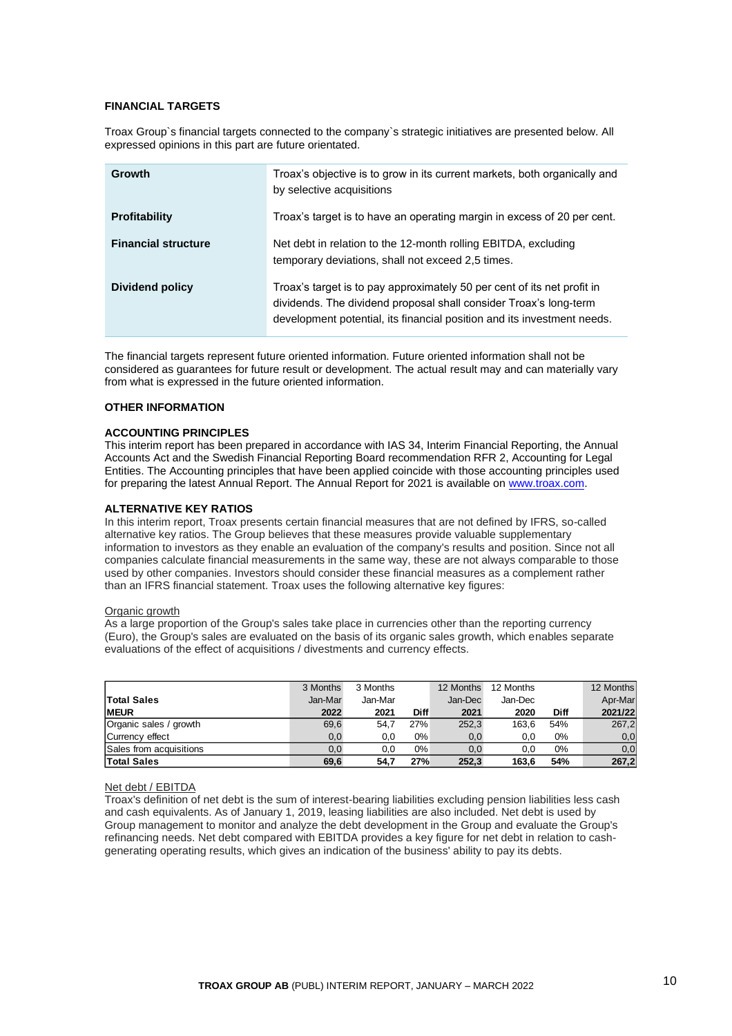## FINANCIAL TARGETS

Troax Group`s financial targets connected to the company`s strategic initiatives are presented below. All expressed opinions in this part are future orientated.

| | |
|---|---|
| **Growth** | Troax's objective is to grow in its current markets, both organically and by selective acquisitions |
| **Profitability** | Troax's target is to have an operating margin in excess of 20 per cent. |
| **Financial structure** | Net debt in relation to the 12-month rolling EBITDA, excluding temporary deviations, shall not exceed 2,5 times. |
| **Dividend policy** | Troax's target is to pay approximately 50 per cent of its net profit in dividends. The dividend proposal shall consider Troax's long-term development potential, its financial position and its investment needs. |

The financial targets represent future oriented information. Future oriented information shall not be considered as guarantees for future result or development. The actual result may and can materially vary from what is expressed in the future oriented information.

## OTHER INFORMATION

### ACCOUNTING PRINCIPLES

This interim report has been prepared in accordance with IAS 34, Interim Financial Reporting, the Annual Accounts Act and the Swedish Financial Reporting Board recommendation RFR 2, Accounting for Legal Entities. The Accounting principles that have been applied coincide with those accounting principles used for preparing the latest Annual Report. The Annual Report for 2021 is available on www.troax.com.

### ALTERNATIVE KEY RATIOS

In this interim report, Troax presents certain financial measures that are not defined by IFRS, so-called alternative key ratios. The Group believes that these measures provide valuable supplementary information to investors as they enable an evaluation of the company's results and position. Since not all companies calculate financial measurements in the same way, these are not always comparable to those used by other companies. Investors should consider these financial measures as a complement rather than an IFRS financial statement. Troax uses the following alternative key figures:

Organic growth

As a large proportion of the Group's sales take place in currencies other than the reporting currency (Euro), the Group's sales are evaluated on the basis of its organic sales growth, which enables separate evaluations of the effect of acquisitions / divestments and currency effects.

| Total Sales<br>MEUR | 3 Months<br>Jan-Mar<br>2022 | 3 Months<br>Jan-Mar<br>2021 | Diff | 12 Months<br>Jan-Dec<br>2021 | 12 Months<br>Jan-Dec<br>2020 | Diff | 12 Months<br>Apr-Mar<br>2021/22 |
|---|---|---|---|---|---|---|---|
| Organic sales / growth | 69,6 | 54,7 | 27% | 252,3 | 163,6 | 54% | 267,2 |
| Currency effect | 0,0 | 0,0 | 0% | 0,0 | 0,0 | 0% | 0,0 |
| Sales from acquisitions | 0,0 | 0,0 | 0% | 0,0 | 0,0 | 0% | 0,0 |
| **Total Sales** | **69,6** | **54,7** | **27%** | **252,3** | **163,6** | **54%** | **267,2** |

Net debt / EBITDA

Troax's definition of net debt is the sum of interest-bearing liabilities excluding pension liabilities less cash and cash equivalents. As of January 1, 2019, leasing liabilities are also included. Net debt is used by Group management to monitor and analyze the debt development in the Group and evaluate the Group's refinancing needs. Net debt compared with EBITDA provides a key figure for net debt in relation to cash-generating operating results, which gives an indication of the business' ability to pay its debts.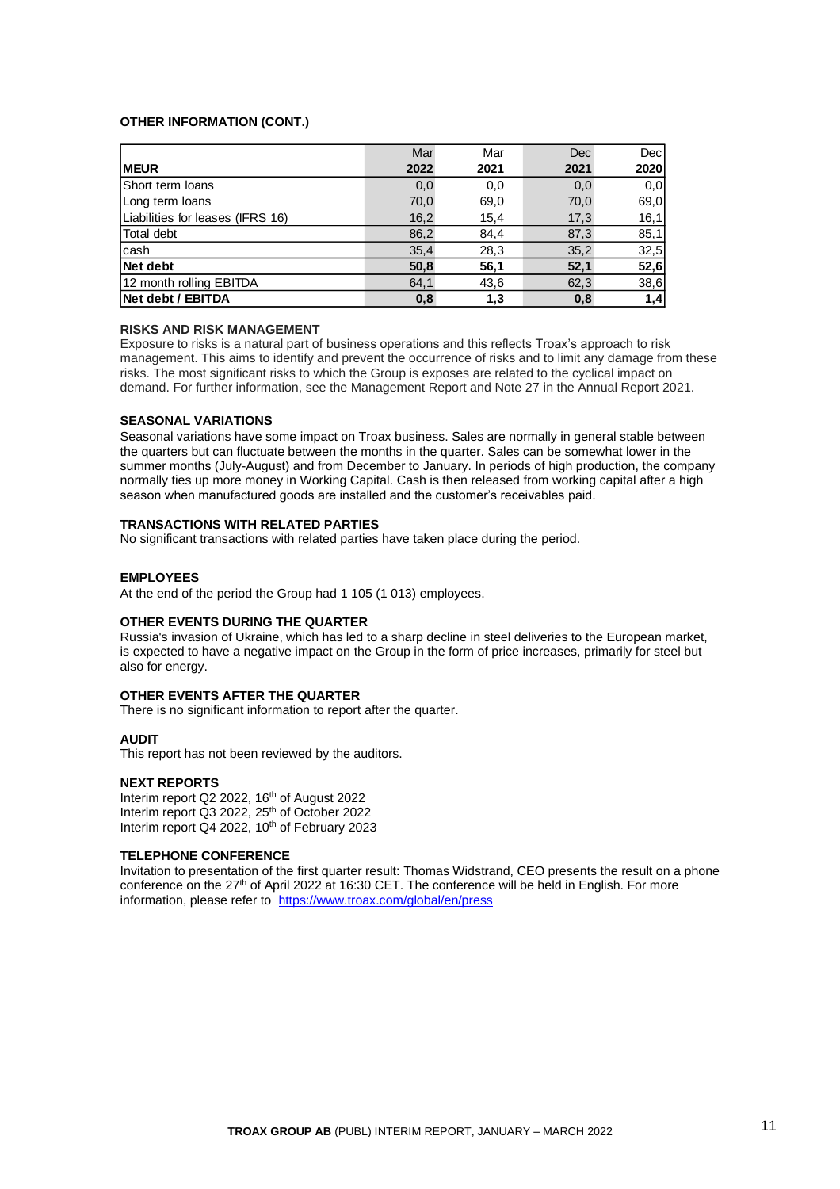## OTHER INFORMATION (CONT.)

| MEUR | Mar 2022 | Mar 2021 | Dec 2021 | Dec 2020 |
|---|---|---|---|---|
| Short term loans | 0,0 | 0,0 | 0,0 | 0,0 |
| Long term loans | 70,0 | 69,0 | 70,0 | 69,0 |
| Liabilities for leases (IFRS 16) | 16,2 | 15,4 | 17,3 | 16,1 |
| Total debt | 86,2 | 84,4 | 87,3 | 85,1 |
| cash | 35,4 | 28,3 | 35,2 | 32,5 |
| **Net debt** | **50,8** | **56,1** | **52,1** | **52,6** |
| 12 month rolling EBITDA | 64,1 | 43,6 | 62,3 | 38,6 |
| **Net debt / EBITDA** | **0,8** | **1,3** | **0,8** | **1,4** |

## RISKS AND RISK MANAGEMENT

Exposure to risks is a natural part of business operations and this reflects Troax's approach to risk management. This aims to identify and prevent the occurrence of risks and to limit any damage from these risks. The most significant risks to which the Group is exposes are related to the cyclical impact on demand. For further information, see the Management Report and Note 27 in the Annual Report 2021.

## SEASONAL VARIATIONS

Seasonal variations have some impact on Troax business. Sales are normally in general stable between the quarters but can fluctuate between the months in the quarter. Sales can be somewhat lower in the summer months (July-August) and from December to January. In periods of high production, the company normally ties up more money in Working Capital. Cash is then released from working capital after a high season when manufactured goods are installed and the customer's receivables paid.

## TRANSACTIONS WITH RELATED PARTIES

No significant transactions with related parties have taken place during the period.

## EMPLOYEES

At the end of the period the Group had 1 105 (1 013) employees.

## OTHER EVENTS DURING THE QUARTER

Russia's invasion of Ukraine, which has led to a sharp decline in steel deliveries to the European market, is expected to have a negative impact on the Group in the form of price increases, primarily for steel but also for energy.

## OTHER EVENTS AFTER THE QUARTER

There is no significant information to report after the quarter.

## AUDIT

This report has not been reviewed by the auditors.

## NEXT REPORTS

Interim report Q2 2022, 16th of August 2022
Interim report Q3 2022, 25th of October 2022
Interim report Q4 2022, 10th of February 2023

## TELEPHONE CONFERENCE

Invitation to presentation of the first quarter result: Thomas Widstrand, CEO presents the result on a phone conference on the 27th of April 2022 at 16:30 CET. The conference will be held in English. For more information, please refer to https://www.troax.com/global/en/press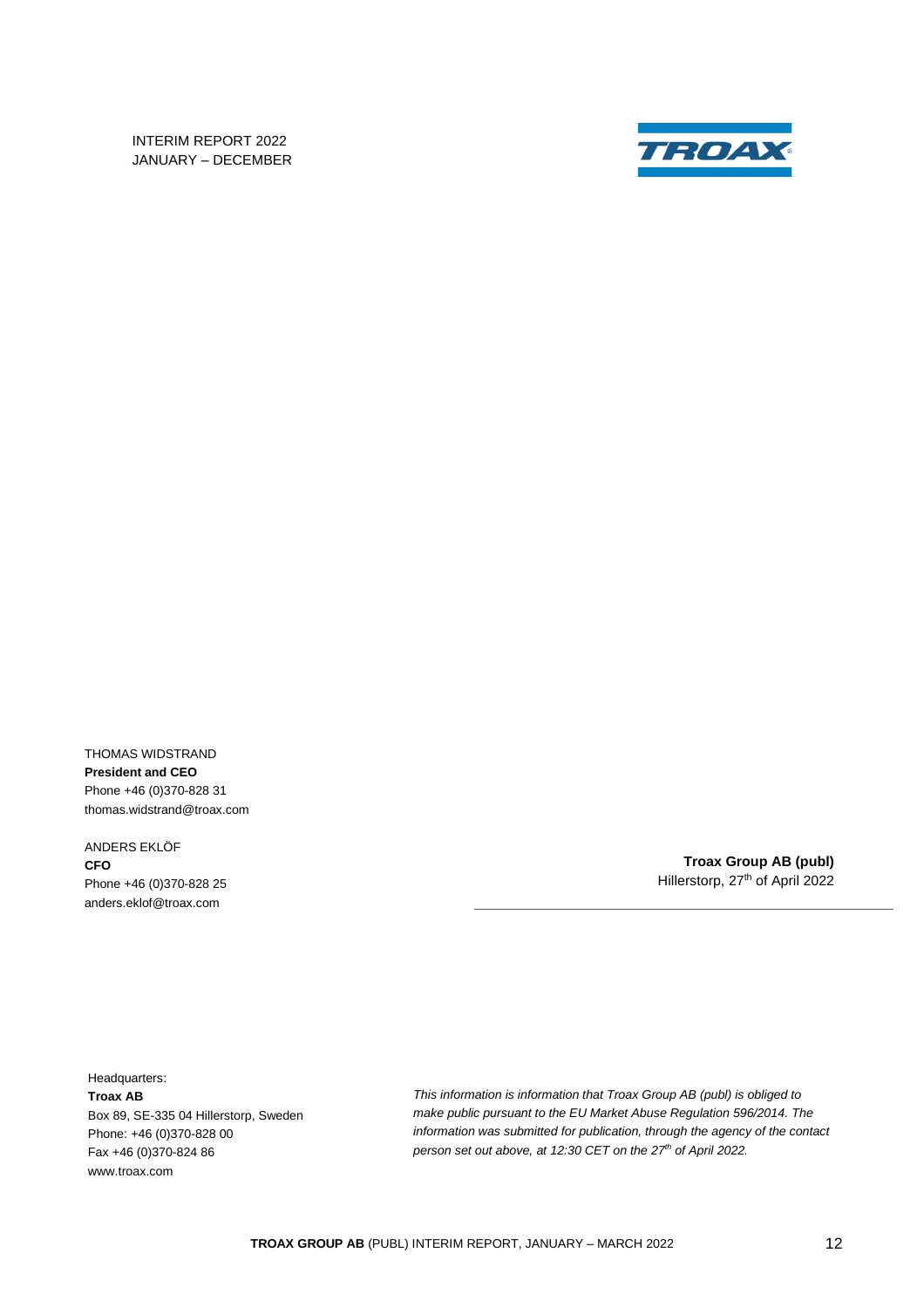INTERIM REPORT 2022
JANUARY – DECEMBER

THOMAS WIDSTRAND
**President and CEO**
Phone +46 (0)370-828 31
thomas.widstrand@troax.com

ANDERS EKLÖF
**CFO**
Phone +46 (0)370-828 25
anders.eklof@troax.com

**Troax Group AB (publ)**
Hillerstorp, 27th of April 2022

Headquarters:
**Troax AB**
Box 89, SE-335 04 Hillerstorp, Sweden
Phone: +46 (0)370-828 00
Fax +46 (0)370-824 86
www.troax.com

*This information is information that Troax Group AB (publ) is obliged to make public pursuant to the EU Market Abuse Regulation 596/2014. The information was submitted for publication, through the agency of the contact person set out above, at 12:30 CET on the 27th of April 2022.*